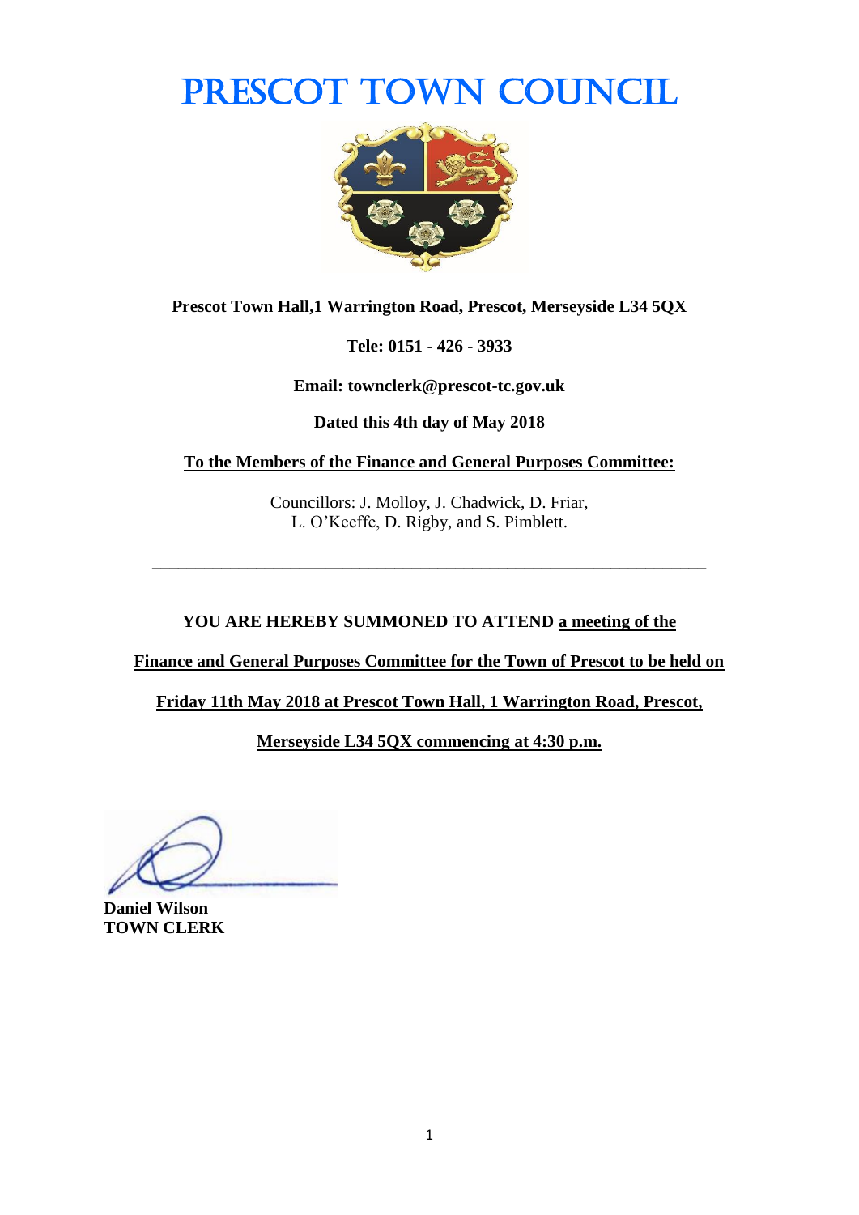# Prescot Town Council

**Prescot Town Hall,1 Warrington Road, Prescot, Merseyside L34 5QX**

**Tele: 0151 - 426 - 3933**

**Email: townclerk@prescot-tc.gov.uk**

**Dated this 4th day of May 2018**

**To the Members of the Finance and General Purposes Committee:**

Councillors: J. Molloy, J. Chadwick, D. Friar, L. O'Keeffe, D. Rigby, and S. Pimblett.

---

**YOU ARE HEREBY SUMMONED TO ATTEND a meeting of the Finance and General Purposes Committee for the Town of Prescot to be held on Friday 11th May 2018 at Prescot Town Hall, 1 Warrington Road, Prescot, Merseyside L34 5QX commencing at 4:30 p.m.**

**Daniel Wilson**
**TOWN CLERK**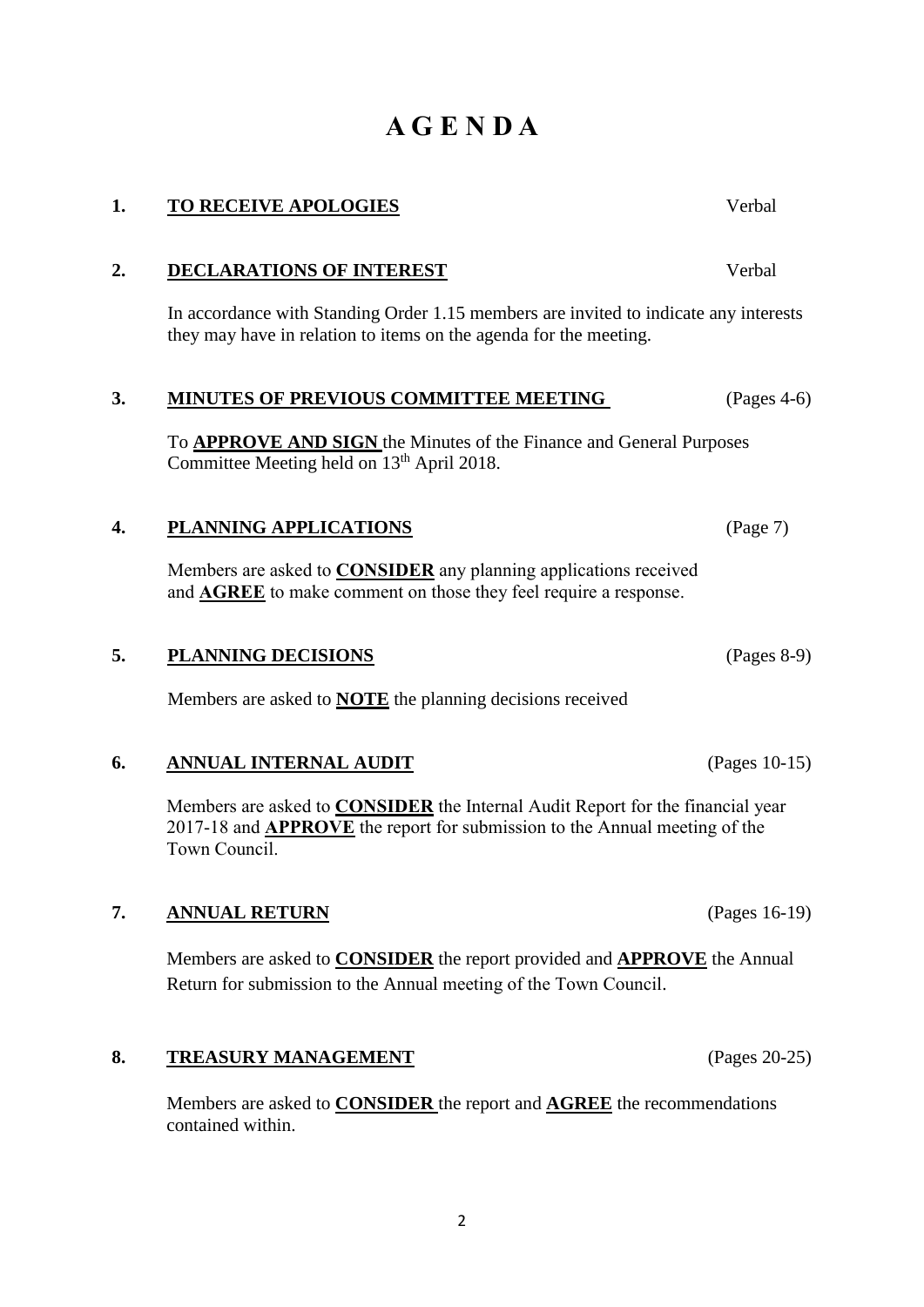# A G E N D A

**1. TO RECEIVE APOLOGIES** — Verbal

**2. DECLARATIONS OF INTEREST** — Verbal

In accordance with Standing Order 1.15 members are invited to indicate any interests they may have in relation to items on the agenda for the meeting.

**3. MINUTES OF PREVIOUS COMMITTEE MEETING** — (Pages 4-6)

To **APPROVE AND SIGN** the Minutes of the Finance and General Purposes Committee Meeting held on 13th April 2018.

**4. PLANNING APPLICATIONS** — (Page 7)

Members are asked to **CONSIDER** any planning applications received and **AGREE** to make comment on those they feel require a response.

**5. PLANNING DECISIONS** — (Pages 8-9)

Members are asked to **NOTE** the planning decisions received

**6. ANNUAL INTERNAL AUDIT** — (Pages 10-15)

Members are asked to **CONSIDER** the Internal Audit Report for the financial year 2017-18 and **APPROVE** the report for submission to the Annual meeting of the Town Council.

**7. ANNUAL RETURN** — (Pages 16-19)

Members are asked to **CONSIDER** the report provided and **APPROVE** the Annual Return for submission to the Annual meeting of the Town Council.

**8. TREASURY MANAGEMENT** — (Pages 20-25)

Members are asked to **CONSIDER** the report and **AGREE** the recommendations contained within.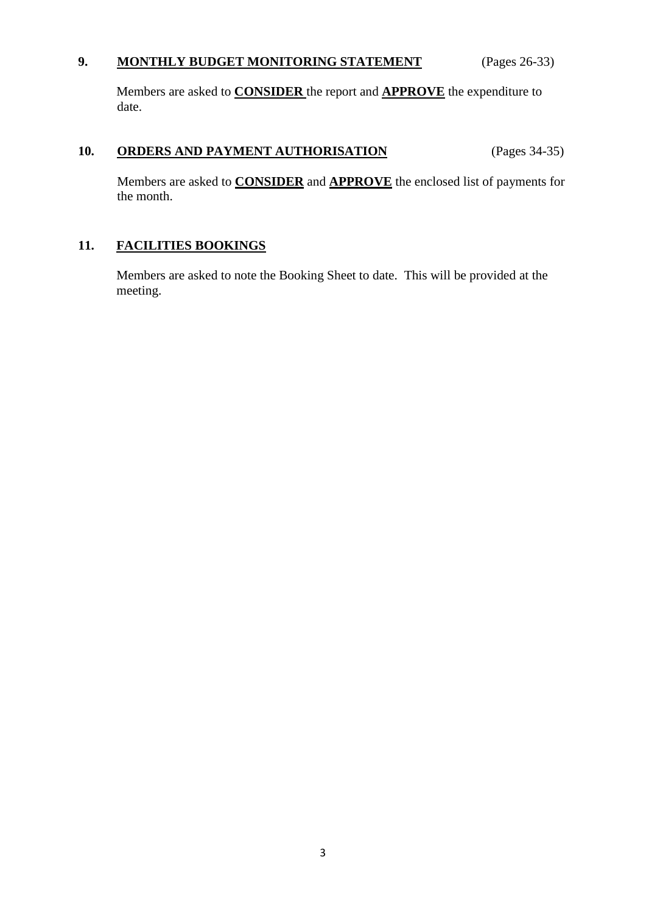## 9. **MONTHLY BUDGET MONITORING STATEMENT** (Pages 26-33)

Members are asked to **CONSIDER** the report and **APPROVE** the expenditure to date.

## 10. **ORDERS AND PAYMENT AUTHORISATION** (Pages 34-35)

Members are asked to **CONSIDER** and **APPROVE** the enclosed list of payments for the month.

## 11. **FACILITIES BOOKINGS**

Members are asked to note the Booking Sheet to date. This will be provided at the meeting.